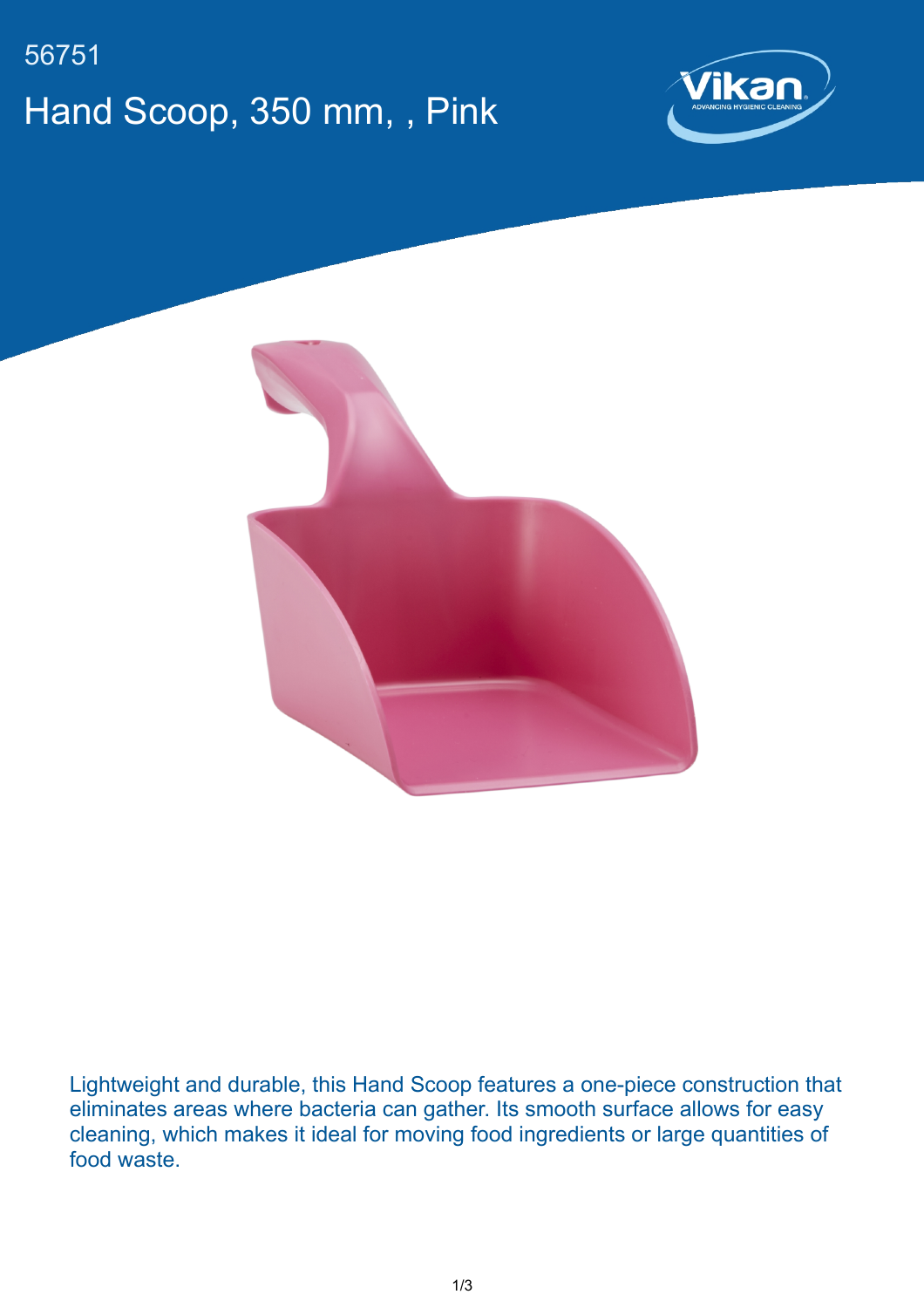56751

# Hand Scoop, 350 mm, , Pink

Lightweight and durable, this Hand Scoop features a one-piece construction that eliminates areas where bacteria can gather. Its smooth surface allows for easy cleaning, which makes it ideal for moving food ingredients or large quantities of food waste.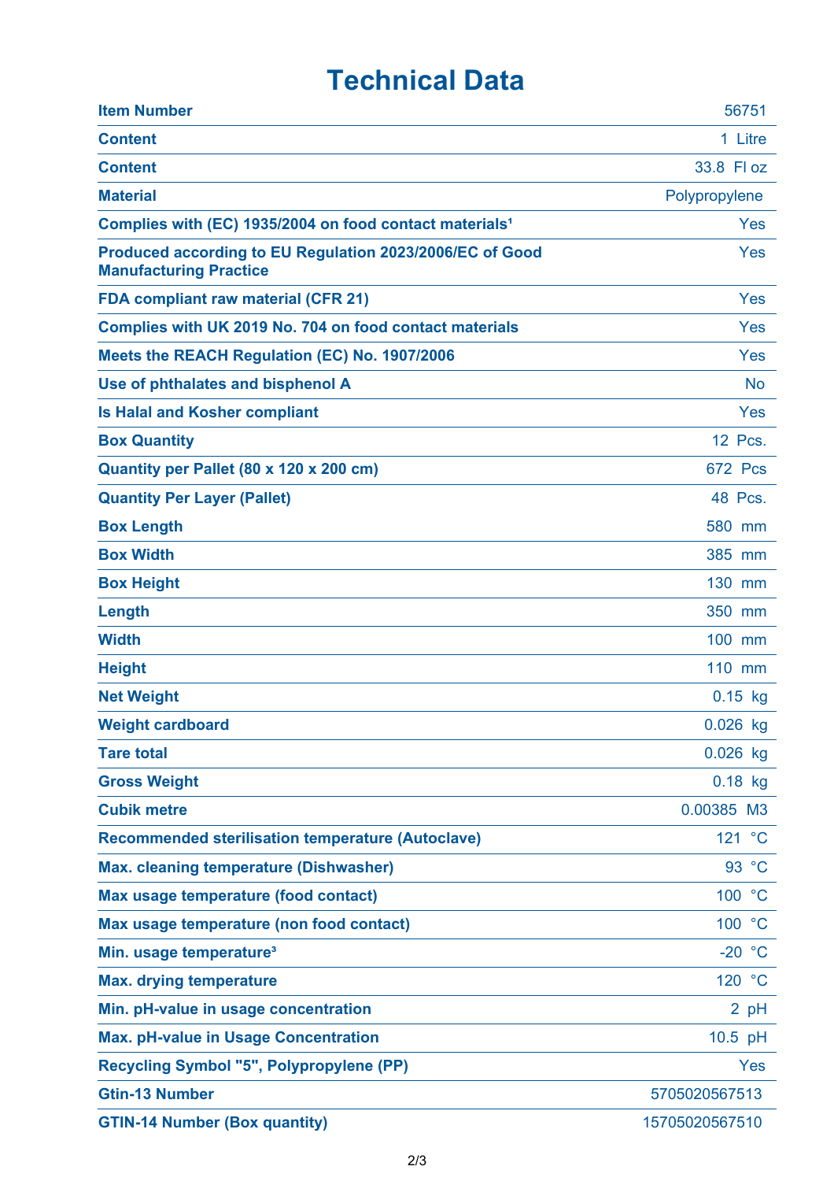# Technical Data

| | |
|---|---|
| **Item Number** | 56751 |
| **Content** | 1 Litre |
| **Content** | 33.8 Fl oz |
| **Material** | Polypropylene |
| **Complies with (EC) 1935/2004 on food contact materials[1]** | Yes |
| **Produced according to EU Regulation 2023/2006/EC of Good Manufacturing Practice** | Yes |
| **FDA compliant raw material (CFR 21)** | Yes |
| **Complies with UK 2019 No. 704 on food contact materials** | Yes |
| **Meets the REACH Regulation (EC) No. 1907/2006** | Yes |
| **Use of phthalates and bisphenol A** | No |
| **Is Halal and Kosher compliant** | Yes |
| **Box Quantity** | 12 Pcs. |
| **Quantity per Pallet (80 x 120 x 200 cm)** | 672 Pcs |
| **Quantity Per Layer (Pallet)** | 48 Pcs. |
| **Box Length** | 580 mm |
| **Box Width** | 385 mm |
| **Box Height** | 130 mm |
| **Length** | 350 mm |
| **Width** | 100 mm |
| **Height** | 110 mm |
| **Net Weight** | 0.15 kg |
| **Weight cardboard** | 0.026 kg |
| **Tare total** | 0.026 kg |
| **Gross Weight** | 0.18 kg |
| **Cubik metre** | 0.00385 M3 |
| **Recommended sterilisation temperature (Autoclave)** | 121 °C |
| **Max. cleaning temperature (Dishwasher)** | 93 °C |
| **Max usage temperature (food contact)** | 100 °C |
| **Max usage temperature (non food contact)** | 100 °C |
| **Min. usage temperature[3]** | -20 °C |
| **Max. drying temperature** | 120 °C |
| **Min. pH-value in usage concentration** | 2 pH |
| **Max. pH-value in Usage Concentration** | 10.5 pH |
| **Recycling Symbol "5", Polypropylene (PP)** | Yes |
| **Gtin-13 Number** | 5705020567513 |
| **GTIN-14 Number (Box quantity)** | 15705020567510 |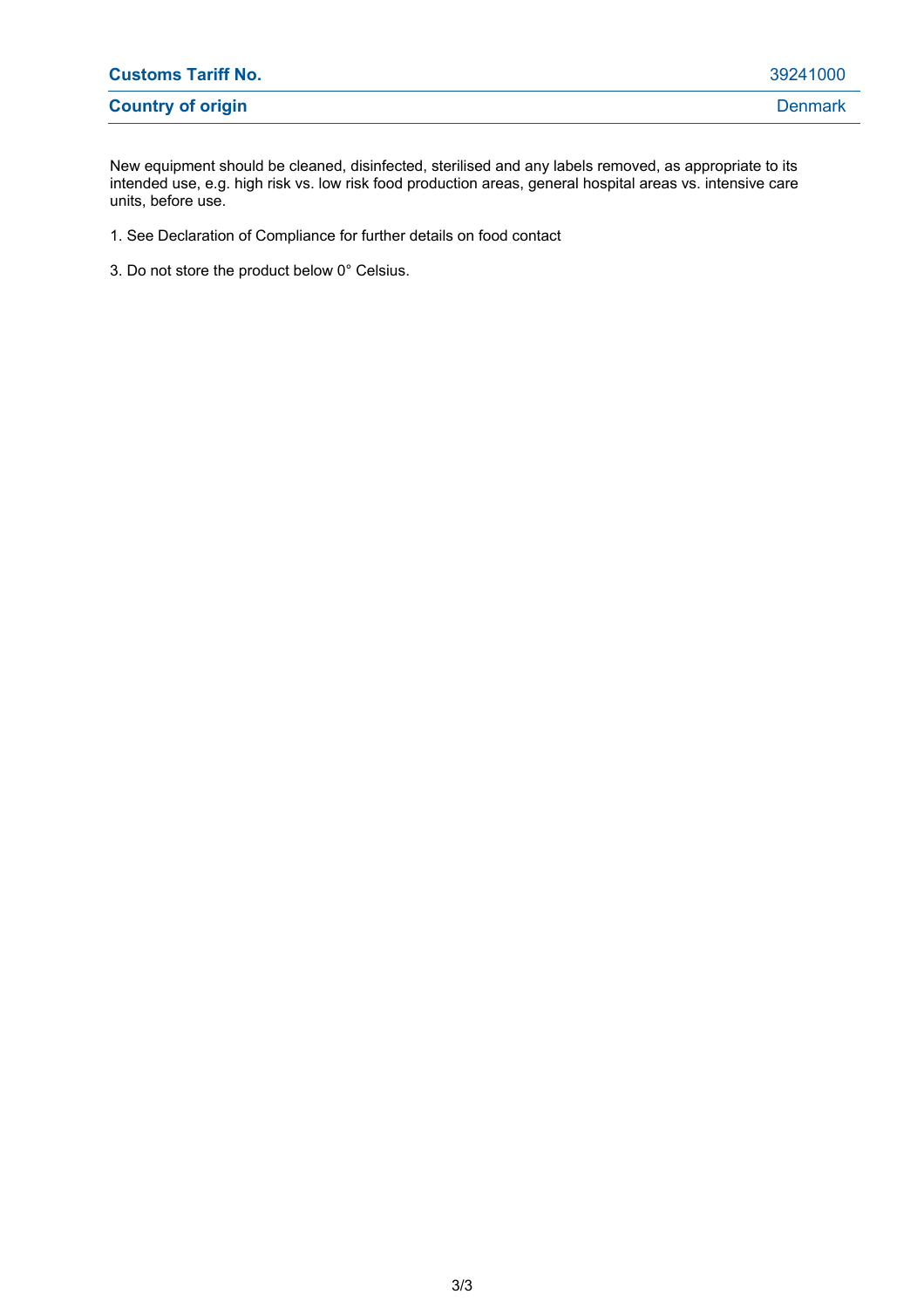| | |
|---|---|
| **Customs Tariff No.** | 39241000 |
| **Country of origin** | Denmark |

New equipment should be cleaned, disinfected, sterilised and any labels removed, as appropriate to its intended use, e.g. high risk vs. low risk food production areas, general hospital areas vs. intensive care units, before use.

1. See Declaration of Compliance for further details on food contact

3. Do not store the product below 0° Celsius.